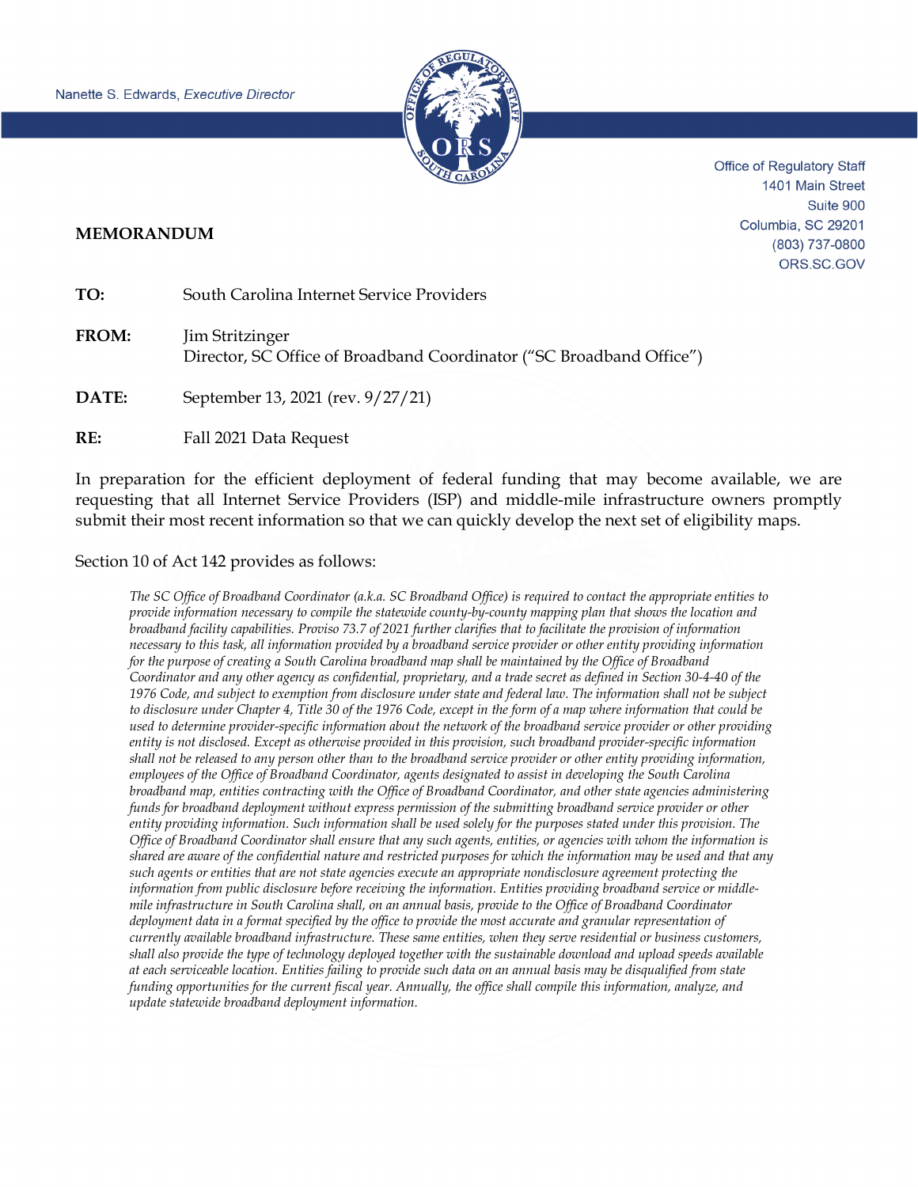Nanette S. Edwards, *Executive Director*

Office of Regulatory Staff
1401 Main Street
Suite 900
Columbia, SC 29201
(803) 737-0800
ORS.SC.GOV

**MEMORANDUM**

**TO:** South Carolina Internet Service Providers

**FROM:** Jim Stritzinger
Director, SC Office of Broadband Coordinator ("SC Broadband Office")

**DATE:** September 13, 2021 (rev. 9/27/21)

**RE:** Fall 2021 Data Request

In preparation for the efficient deployment of federal funding that may become available, we are requesting that all Internet Service Providers (ISP) and middle-mile infrastructure owners promptly submit their most recent information so that we can quickly develop the next set of eligibility maps.

Section 10 of Act 142 provides as follows:

> *The SC Office of Broadband Coordinator (a.k.a. SC Broadband Office) is required to contact the appropriate entities to provide information necessary to compile the statewide county-by-county mapping plan that shows the location and broadband facility capabilities. Proviso 73.7 of 2021 further clarifies that to facilitate the provision of information necessary to this task, all information provided by a broadband service provider or other entity providing information for the purpose of creating a South Carolina broadband map shall be maintained by the Office of Broadband Coordinator and any other agency as confidential, proprietary, and a trade secret as defined in Section 30-4-40 of the 1976 Code, and subject to exemption from disclosure under state and federal law. The information shall not be subject to disclosure under Chapter 4, Title 30 of the 1976 Code, except in the form of a map where information that could be used to determine provider-specific information about the network of the broadband service provider or other providing entity is not disclosed. Except as otherwise provided in this provision, such broadband provider-specific information shall not be released to any person other than to the broadband service provider or other entity providing information, employees of the Office of Broadband Coordinator, agents designated to assist in developing the South Carolina broadband map, entities contracting with the Office of Broadband Coordinator, and other state agencies administering funds for broadband deployment without express permission of the submitting broadband service provider or other entity providing information. Such information shall be used solely for the purposes stated under this provision. The Office of Broadband Coordinator shall ensure that any such agents, entities, or agencies with whom the information is shared are aware of the confidential nature and restricted purposes for which the information may be used and that any such agents or entities that are not state agencies execute an appropriate nondisclosure agreement protecting the information from public disclosure before receiving the information. Entities providing broadband service or middle-mile infrastructure in South Carolina shall, on an annual basis, provide to the Office of Broadband Coordinator deployment data in a format specified by the office to provide the most accurate and granular representation of currently available broadband infrastructure. These same entities, when they serve residential or business customers, shall also provide the type of technology deployed together with the sustainable download and upload speeds available at each serviceable location. Entities failing to provide such data on an annual basis may be disqualified from state funding opportunities for the current fiscal year. Annually, the office shall compile this information, analyze, and update statewide broadband deployment information.*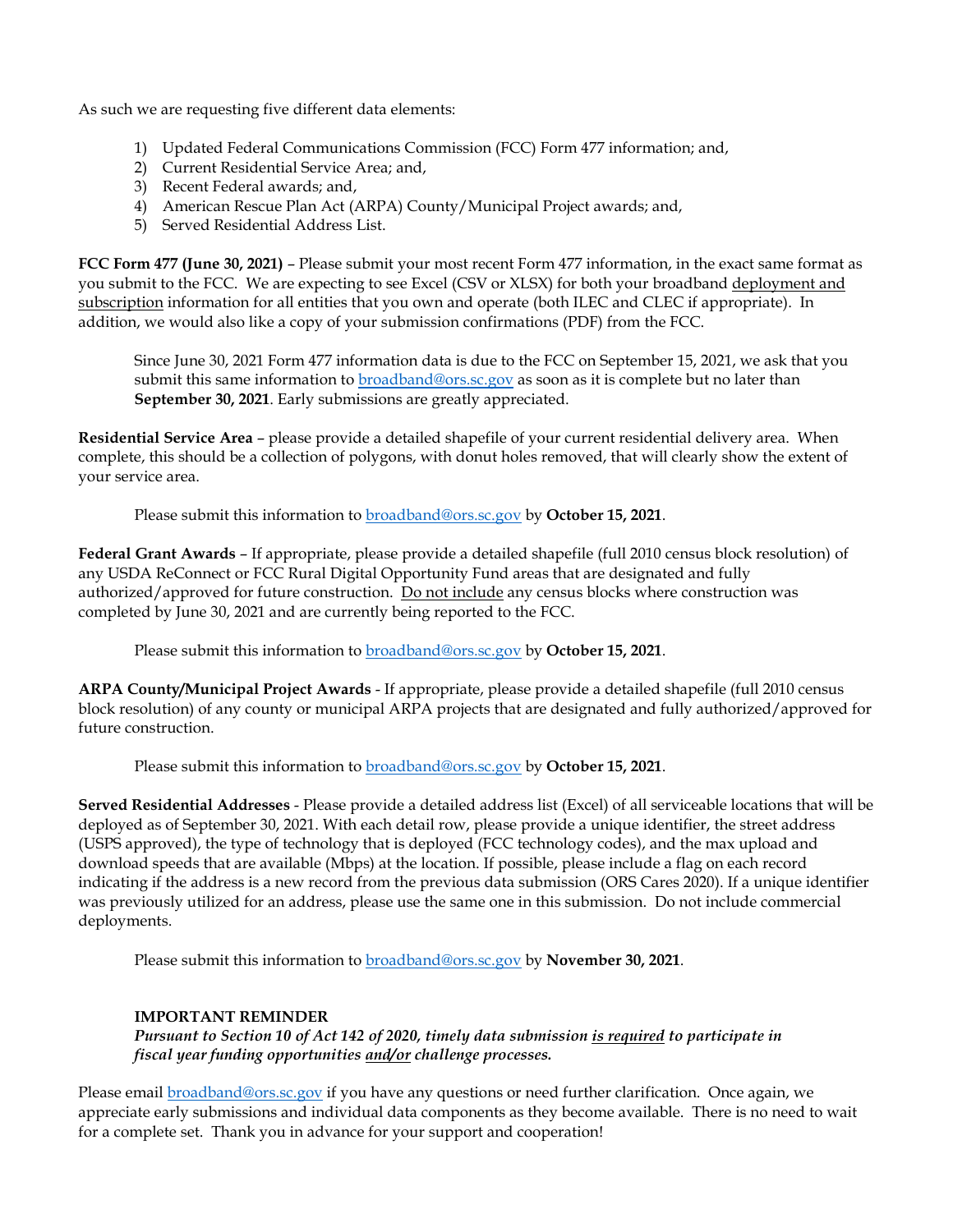As such we are requesting five different data elements:

1) Updated Federal Communications Commission (FCC) Form 477 information; and,
2) Current Residential Service Area; and,
3) Recent Federal awards; and,
4) American Rescue Plan Act (ARPA) County/Municipal Project awards; and,
5) Served Residential Address List.

**FCC Form 477 (June 30, 2021)** – Please submit your most recent Form 477 information, in the exact same format as you submit to the FCC. We are expecting to see Excel (CSV or XLSX) for both your broadband deployment and subscription information for all entities that you own and operate (both ILEC and CLEC if appropriate). In addition, we would also like a copy of your submission confirmations (PDF) from the FCC.

> Since June 30, 2021 Form 477 information data is due to the FCC on September 15, 2021, we ask that you submit this same information to [broadband@ors.sc.gov](mailto:broadband@ors.sc.gov) as soon as it is complete but no later than **September 30, 2021**. Early submissions are greatly appreciated.

**Residential Service Area** – please provide a detailed shapefile of your current residential delivery area. When complete, this should be a collection of polygons, with donut holes removed, that will clearly show the extent of your service area.

> Please submit this information to [broadband@ors.sc.gov](mailto:broadband@ors.sc.gov) by **October 15, 2021**.

**Federal Grant Awards** – If appropriate, please provide a detailed shapefile (full 2010 census block resolution) of any USDA ReConnect or FCC Rural Digital Opportunity Fund areas that are designated and fully authorized/approved for future construction. Do not include any census blocks where construction was completed by June 30, 2021 and are currently being reported to the FCC.

> Please submit this information to [broadband@ors.sc.gov](mailto:broadband@ors.sc.gov) by **October 15, 2021**.

**ARPA County/Municipal Project Awards** - If appropriate, please provide a detailed shapefile (full 2010 census block resolution) of any county or municipal ARPA projects that are designated and fully authorized/approved for future construction.

> Please submit this information to [broadband@ors.sc.gov](mailto:broadband@ors.sc.gov) by **October 15, 2021**.

**Served Residential Addresses** - Please provide a detailed address list (Excel) of all serviceable locations that will be deployed as of September 30, 2021. With each detail row, please provide a unique identifier, the street address (USPS approved), the type of technology that is deployed (FCC technology codes), and the max upload and download speeds that are available (Mbps) at the location. If possible, please include a flag on each record indicating if the address is a new record from the previous data submission (ORS Cares 2020). If a unique identifier was previously utilized for an address, please use the same one in this submission. Do not include commercial deployments.

> Please submit this information to [broadband@ors.sc.gov](mailto:broadband@ors.sc.gov) by **November 30, 2021**.

> **IMPORTANT REMINDER**
> ***Pursuant to Section 10 of Act 142 of 2020, timely data submission is required to participate in fiscal year funding opportunities and/or challenge processes.***

Please email [broadband@ors.sc.gov](mailto:broadband@ors.sc.gov) if you have any questions or need further clarification. Once again, we appreciate early submissions and individual data components as they become available. There is no need to wait for a complete set. Thank you in advance for your support and cooperation!